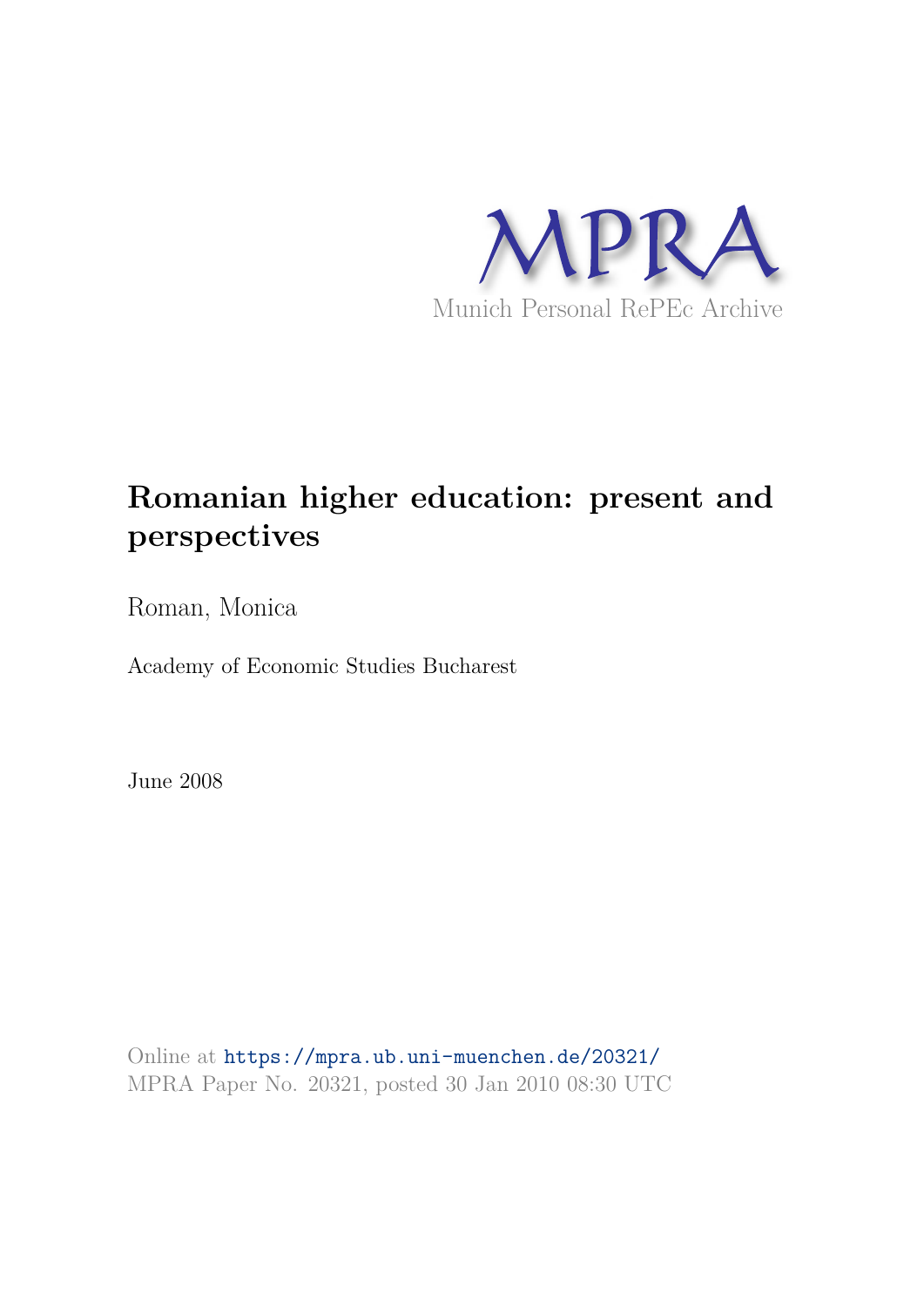MPRA

Munich Personal RePEc Archive

# Romanian higher education: present and perspectives

Roman, Monica

Academy of Economic Studies Bucharest

June 2008

Online at https://mpra.ub.uni-muenchen.de/20321/
MPRA Paper No. 20321, posted 30 Jan 2010 08:30 UTC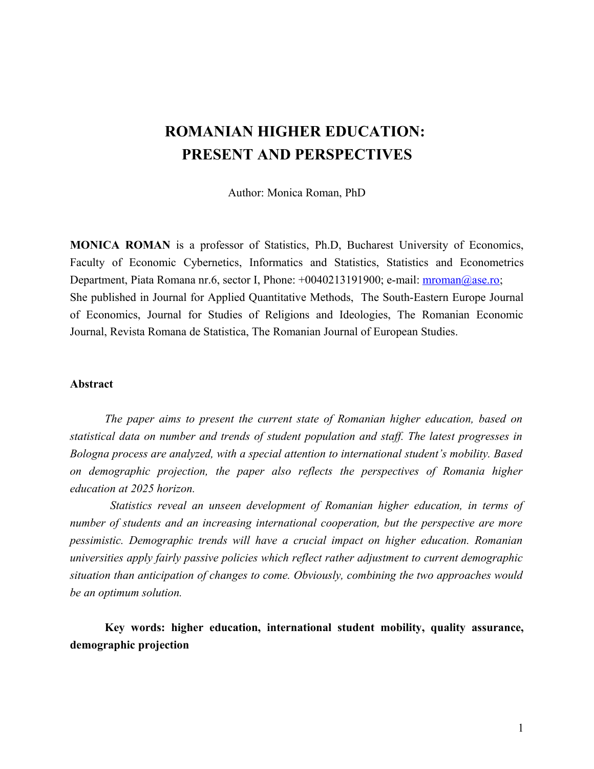# ROMANIAN HIGHER EDUCATION: PRESENT AND PERSPECTIVES

Author: Monica Roman, PhD

**MONICA ROMAN** is a professor of Statistics, Ph.D, Bucharest University of Economics, Faculty of Economic Cybernetics, Informatics and Statistics, Statistics and Econometrics Department, Piata Romana nr.6, sector I, Phone: +0040213191900; e-mail: mroman@ase.ro;
She published in Journal for Applied Quantitative Methods, The South-Eastern Europe Journal of Economics, Journal for Studies of Religions and Ideologies, The Romanian Economic Journal, Revista Romana de Statistica, The Romanian Journal of European Studies.

### Abstract

*The paper aims to present the current state of Romanian higher education, based on statistical data on number and trends of student population and staff. The latest progresses in Bologna process are analyzed, with a special attention to international student's mobility. Based on demographic projection, the paper also reflects the perspectives of Romania higher education at 2025 horizon.*

*Statistics reveal an unseen development of Romanian higher education, in terms of number of students and an increasing international cooperation, but the perspective are more pessimistic. Demographic trends will have a crucial impact on higher education. Romanian universities apply fairly passive policies which reflect rather adjustment to current demographic situation than anticipation of changes to come. Obviously, combining the two approaches would be an optimum solution.*

**Key words: higher education, international student mobility, quality assurance, demographic projection**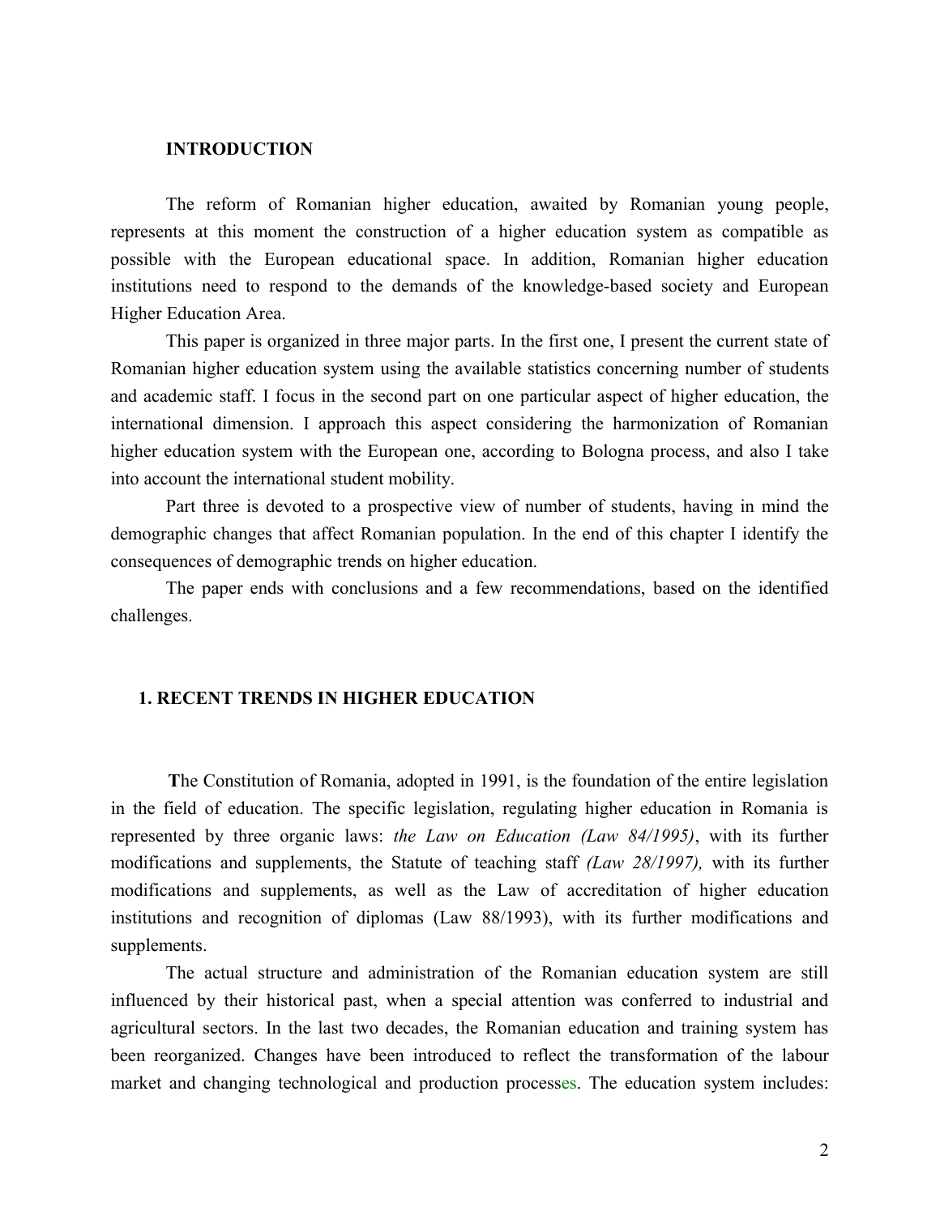**INTRODUCTION**

The reform of Romanian higher education, awaited by Romanian young people, represents at this moment the construction of a higher education system as compatible as possible with the European educational space. In addition, Romanian higher education institutions need to respond to the demands of the knowledge-based society and European Higher Education Area.

This paper is organized in three major parts. In the first one, I present the current state of Romanian higher education system using the available statistics concerning number of students and academic staff. I focus in the second part on one particular aspect of higher education, the international dimension. I approach this aspect considering the harmonization of Romanian higher education system with the European one, according to Bologna process, and also I take into account the international student mobility.

Part three is devoted to a prospective view of number of students, having in mind the demographic changes that affect Romanian population. In the end of this chapter I identify the consequences of demographic trends on higher education.

The paper ends with conclusions and a few recommendations, based on the identified challenges.

**1. RECENT TRENDS IN HIGHER EDUCATION**

The Constitution of Romania, adopted in 1991, is the foundation of the entire legislation in the field of education. The specific legislation, regulating higher education in Romania is represented by three organic laws: *the Law on Education (Law 84/1995)*, with its further modifications and supplements, the Statute of teaching staff *(Law 28/1997),* with its further modifications and supplements, as well as the Law of accreditation of higher education institutions and recognition of diplomas (Law 88/1993), with its further modifications and supplements.

The actual structure and administration of the Romanian education system are still influenced by their historical past, when a special attention was conferred to industrial and agricultural sectors. In the last two decades, the Romanian education and training system has been reorganized. Changes have been introduced to reflect the transformation of the labour market and changing technological and production processes. The education system includes: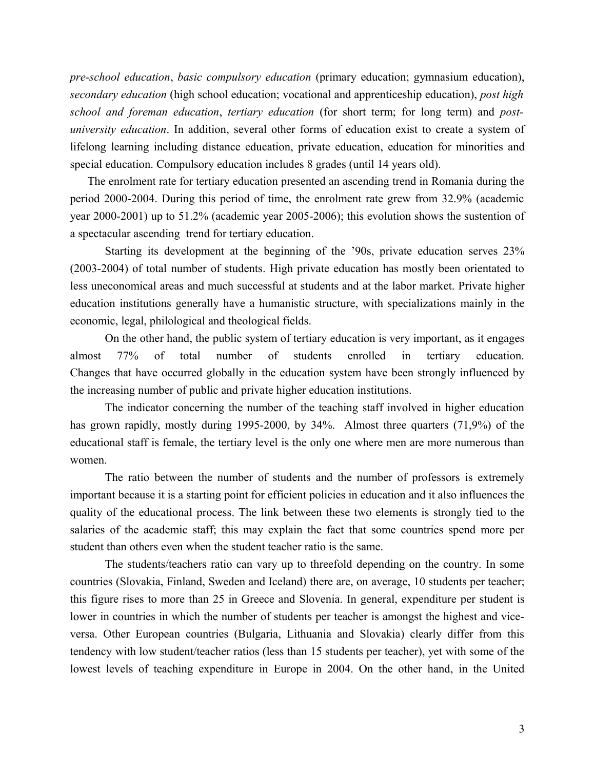*pre-school education*, *basic compulsory education* (primary education; gymnasium education), *secondary education* (high school education; vocational and apprenticeship education), *post high school and foreman education*, *tertiary education* (for short term; for long term) and *post-university education*. In addition, several other forms of education exist to create a system of lifelong learning including distance education, private education, education for minorities and special education. Compulsory education includes 8 grades (until 14 years old).

The enrolment rate for tertiary education presented an ascending trend in Romania during the period 2000-2004. During this period of time, the enrolment rate grew from 32.9% (academic year 2000-2001) up to 51.2% (academic year 2005-2006); this evolution shows the sustention of a spectacular ascending trend for tertiary education.

Starting its development at the beginning of the '90s, private education serves 23% (2003-2004) of total number of students. High private education has mostly been orientated to less uneconomical areas and much successful at students and at the labor market. Private higher education institutions generally have a humanistic structure, with specializations mainly in the economic, legal, philological and theological fields.

On the other hand, the public system of tertiary education is very important, as it engages almost 77% of total number of students enrolled in tertiary education. Changes that have occurred globally in the education system have been strongly influenced by the increasing number of public and private higher education institutions.

The indicator concerning the number of the teaching staff involved in higher education has grown rapidly, mostly during 1995-2000, by 34%. Almost three quarters (71,9%) of the educational staff is female, the tertiary level is the only one where men are more numerous than women.

The ratio between the number of students and the number of professors is extremely important because it is a starting point for efficient policies in education and it also influences the quality of the educational process. The link between these two elements is strongly tied to the salaries of the academic staff; this may explain the fact that some countries spend more per student than others even when the student teacher ratio is the same.

The students/teachers ratio can vary up to threefold depending on the country. In some countries (Slovakia, Finland, Sweden and Iceland) there are, on average, 10 students per teacher; this figure rises to more than 25 in Greece and Slovenia. In general, expenditure per student is lower in countries in which the number of students per teacher is amongst the highest and vice-versa. Other European countries (Bulgaria, Lithuania and Slovakia) clearly differ from this tendency with low student/teacher ratios (less than 15 students per teacher), yet with some of the lowest levels of teaching expenditure in Europe in 2004. On the other hand, in the United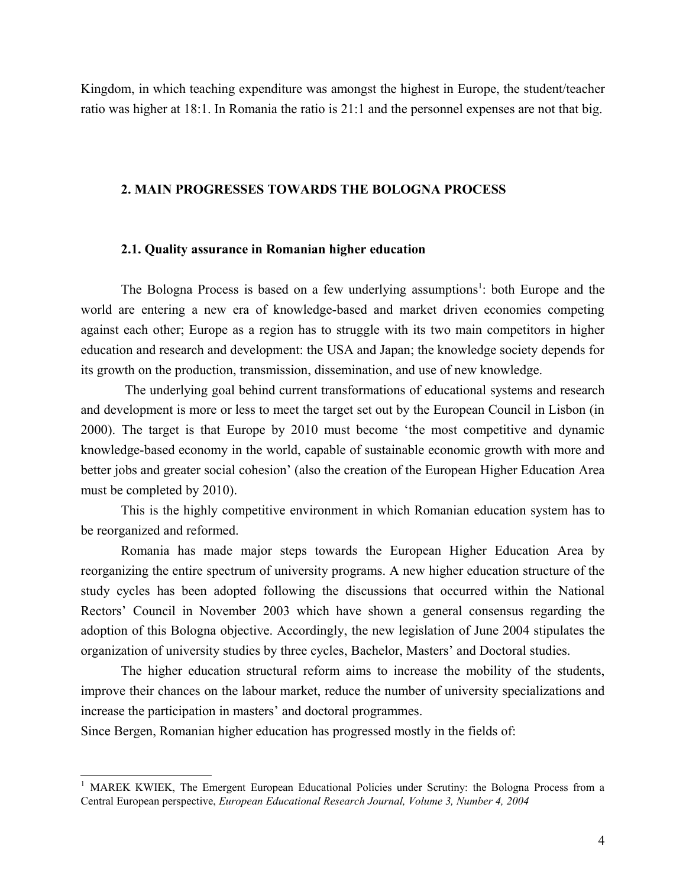Kingdom, in which teaching expenditure was amongst the highest in Europe, the student/teacher ratio was higher at 18:1. In Romania the ratio is 21:1 and the personnel expenses are not that big.

## 2. MAIN PROGRESSES TOWARDS THE BOLOGNA PROCESS

### 2.1. Quality assurance in Romanian higher education

The Bologna Process is based on a few underlying assumptions[1]: both Europe and the world are entering a new era of knowledge-based and market driven economies competing against each other; Europe as a region has to struggle with its two main competitors in higher education and research and development: the USA and Japan; the knowledge society depends for its growth on the production, transmission, dissemination, and use of new knowledge.

The underlying goal behind current transformations of educational systems and research and development is more or less to meet the target set out by the European Council in Lisbon (in 2000). The target is that Europe by 2010 must become 'the most competitive and dynamic knowledge-based economy in the world, capable of sustainable economic growth with more and better jobs and greater social cohesion' (also the creation of the European Higher Education Area must be completed by 2010).

This is the highly competitive environment in which Romanian education system has to be reorganized and reformed.

Romania has made major steps towards the European Higher Education Area by reorganizing the entire spectrum of university programs. A new higher education structure of the study cycles has been adopted following the discussions that occurred within the National Rectors' Council in November 2003 which have shown a general consensus regarding the adoption of this Bologna objective. Accordingly, the new legislation of June 2004 stipulates the organization of university studies by three cycles, Bachelor, Masters' and Doctoral studies.

The higher education structural reform aims to increase the mobility of the students, improve their chances on the labour market, reduce the number of university specializations and increase the participation in masters' and doctoral programmes.

Since Bergen, Romanian higher education has progressed mostly in the fields of:

---

[1] MAREK KWIEK, The Emergent European Educational Policies under Scrutiny: the Bologna Process from a Central European perspective, *European Educational Research Journal, Volume 3, Number 4, 2004*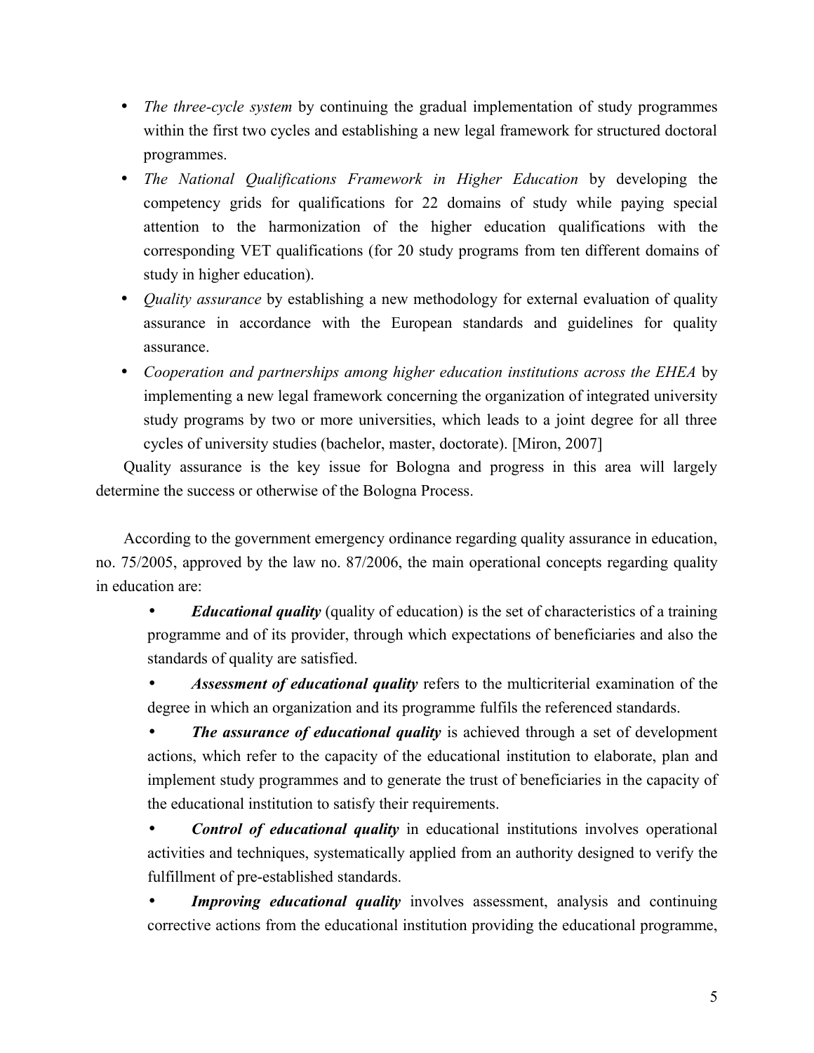- *The three-cycle system* by continuing the gradual implementation of study programmes within the first two cycles and establishing a new legal framework for structured doctoral programmes.
- *The National Qualifications Framework in Higher Education* by developing the competency grids for qualifications for 22 domains of study while paying special attention to the harmonization of the higher education qualifications with the corresponding VET qualifications (for 20 study programs from ten different domains of study in higher education).
- *Quality assurance* by establishing a new methodology for external evaluation of quality assurance in accordance with the European standards and guidelines for quality assurance.
- *Cooperation and partnerships among higher education institutions across the EHEA* by implementing a new legal framework concerning the organization of integrated university study programs by two or more universities, which leads to a joint degree for all three cycles of university studies (bachelor, master, doctorate). [Miron, 2007]

Quality assurance is the key issue for Bologna and progress in this area will largely determine the success or otherwise of the Bologna Process.

According to the government emergency ordinance regarding quality assurance in education, no. 75/2005, approved by the law no. 87/2006, the main operational concepts regarding quality in education are:

- ***Educational quality*** (quality of education) is the set of characteristics of a training programme and of its provider, through which expectations of beneficiaries and also the standards of quality are satisfied.
- ***Assessment of educational quality*** refers to the multicriterial examination of the degree in which an organization and its programme fulfils the referenced standards.
- ***The assurance of educational quality*** is achieved through a set of development actions, which refer to the capacity of the educational institution to elaborate, plan and implement study programmes and to generate the trust of beneficiaries in the capacity of the educational institution to satisfy their requirements.
- ***Control of educational quality*** in educational institutions involves operational activities and techniques, systematically applied from an authority designed to verify the fulfillment of pre-established standards.
- ***Improving educational quality*** involves assessment, analysis and continuing corrective actions from the educational institution providing the educational programme,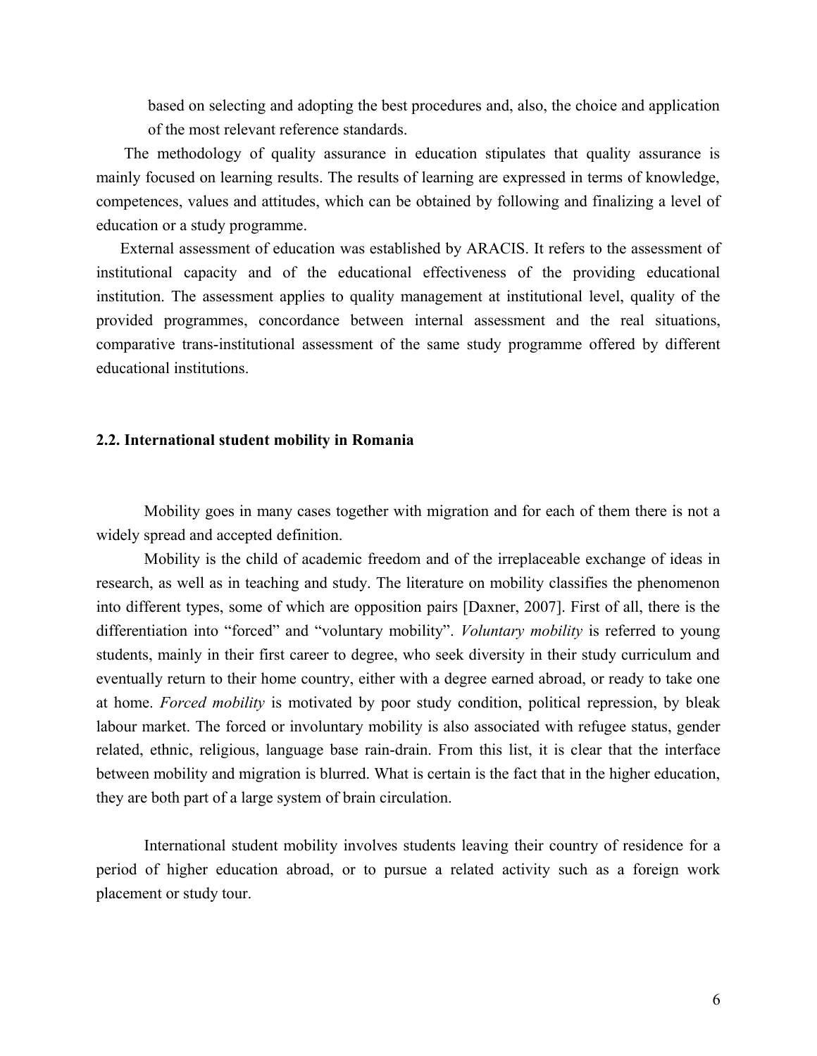based on selecting and adopting the best procedures and, also, the choice and application of the most relevant reference standards.

The methodology of quality assurance in education stipulates that quality assurance is mainly focused on learning results. The results of learning are expressed in terms of knowledge, competences, values and attitudes, which can be obtained by following and finalizing a level of education or a study programme.

External assessment of education was established by ARACIS. It refers to the assessment of institutional capacity and of the educational effectiveness of the providing educational institution. The assessment applies to quality management at institutional level, quality of the provided programmes, concordance between internal assessment and the real situations, comparative trans-institutional assessment of the same study programme offered by different educational institutions.

### 2.2. International student mobility in Romania

Mobility goes in many cases together with migration and for each of them there is not a widely spread and accepted definition.

Mobility is the child of academic freedom and of the irreplaceable exchange of ideas in research, as well as in teaching and study. The literature on mobility classifies the phenomenon into different types, some of which are opposition pairs [Daxner, 2007]. First of all, there is the differentiation into "forced" and "voluntary mobility". *Voluntary mobility* is referred to young students, mainly in their first career to degree, who seek diversity in their study curriculum and eventually return to their home country, either with a degree earned abroad, or ready to take one at home. *Forced mobility* is motivated by poor study condition, political repression, by bleak labour market. The forced or involuntary mobility is also associated with refugee status, gender related, ethnic, religious, language base rain-drain. From this list, it is clear that the interface between mobility and migration is blurred. What is certain is the fact that in the higher education, they are both part of a large system of brain circulation.

International student mobility involves students leaving their country of residence for a period of higher education abroad, or to pursue a related activity such as a foreign work placement or study tour.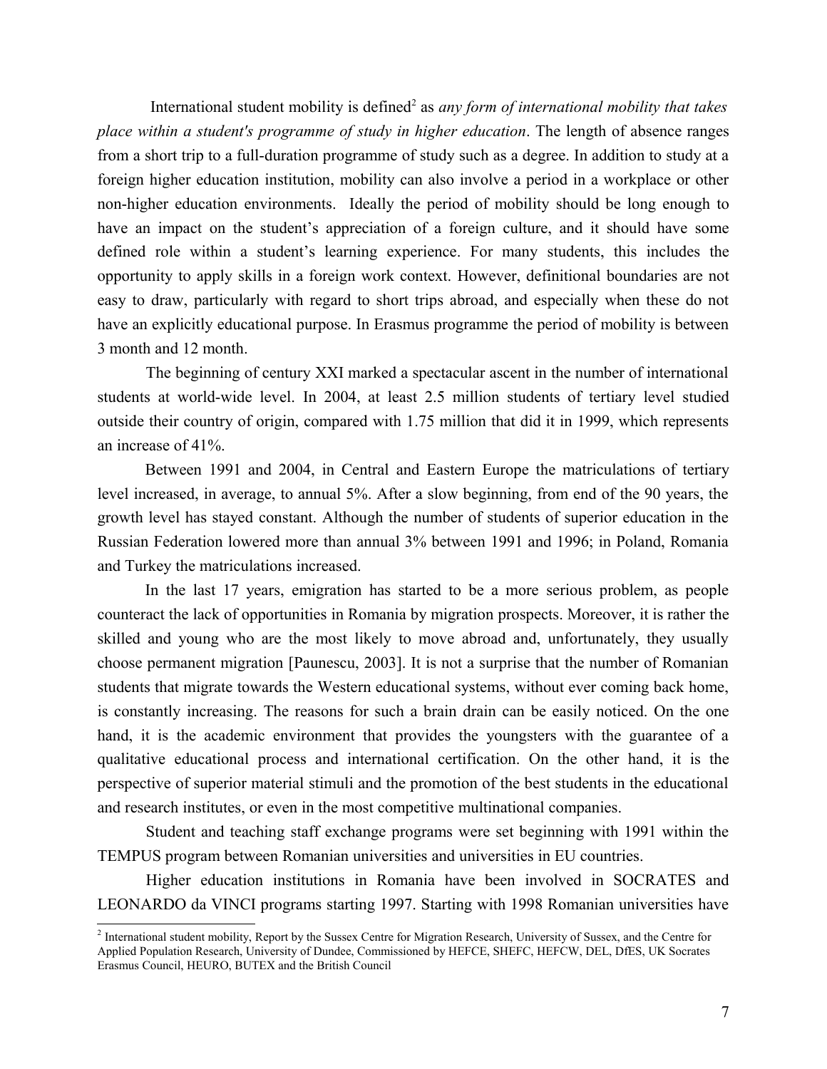International student mobility is defined[2] as *any form of international mobility that takes place within a student's programme of study in higher education*. The length of absence ranges from a short trip to a full-duration programme of study such as a degree. In addition to study at a foreign higher education institution, mobility can also involve a period in a workplace or other non-higher education environments. Ideally the period of mobility should be long enough to have an impact on the student's appreciation of a foreign culture, and it should have some defined role within a student's learning experience. For many students, this includes the opportunity to apply skills in a foreign work context. However, definitional boundaries are not easy to draw, particularly with regard to short trips abroad, and especially when these do not have an explicitly educational purpose. In Erasmus programme the period of mobility is between 3 month and 12 month.

The beginning of century XXI marked a spectacular ascent in the number of international students at world-wide level. In 2004, at least 2.5 million students of tertiary level studied outside their country of origin, compared with 1.75 million that did it in 1999, which represents an increase of 41%.

Between 1991 and 2004, in Central and Eastern Europe the matriculations of tertiary level increased, in average, to annual 5%. After a slow beginning, from end of the 90 years, the growth level has stayed constant. Although the number of students of superior education in the Russian Federation lowered more than annual 3% between 1991 and 1996; in Poland, Romania and Turkey the matriculations increased.

In the last 17 years, emigration has started to be a more serious problem, as people counteract the lack of opportunities in Romania by migration prospects. Moreover, it is rather the skilled and young who are the most likely to move abroad and, unfortunately, they usually choose permanent migration [Paunescu, 2003]. It is not a surprise that the number of Romanian students that migrate towards the Western educational systems, without ever coming back home, is constantly increasing. The reasons for such a brain drain can be easily noticed. On the one hand, it is the academic environment that provides the youngsters with the guarantee of a qualitative educational process and international certification. On the other hand, it is the perspective of superior material stimuli and the promotion of the best students in the educational and research institutes, or even in the most competitive multinational companies.

Student and teaching staff exchange programs were set beginning with 1991 within the TEMPUS program between Romanian universities and universities in EU countries.

Higher education institutions in Romania have been involved in SOCRATES and LEONARDO da VINCI programs starting 1997. Starting with 1998 Romanian universities have

---

[2] International student mobility, Report by the Sussex Centre for Migration Research, University of Sussex, and the Centre for Applied Population Research, University of Dundee, Commissioned by HEFCE, SHEFC, HEFCW, DEL, DfES, UK Socrates Erasmus Council, HEURO, BUTEX and the British Council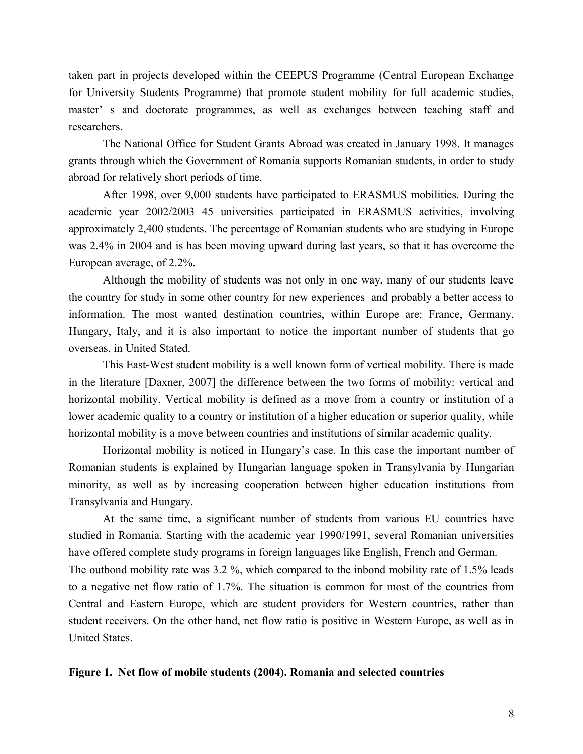taken part in projects developed within the CEEPUS Programme (Central European Exchange for University Students Programme) that promote student mobility for full academic studies, master' s and doctorate programmes, as well as exchanges between teaching staff and researchers.

The National Office for Student Grants Abroad was created in January 1998. It manages grants through which the Government of Romania supports Romanian students, in order to study abroad for relatively short periods of time.

After 1998, over 9,000 students have participated to ERASMUS mobilities. During the academic year 2002/2003 45 universities participated in ERASMUS activities, involving approximately 2,400 students. The percentage of Romanian students who are studying in Europe was 2.4% in 2004 and is has been moving upward during last years, so that it has overcome the European average, of 2.2%.

Although the mobility of students was not only in one way, many of our students leave the country for study in some other country for new experiences and probably a better access to information. The most wanted destination countries, within Europe are: France, Germany, Hungary, Italy, and it is also important to notice the important number of students that go overseas, in United Stated.

This East-West student mobility is a well known form of vertical mobility. There is made in the literature [Daxner, 2007] the difference between the two forms of mobility: vertical and horizontal mobility. Vertical mobility is defined as a move from a country or institution of a lower academic quality to a country or institution of a higher education or superior quality, while horizontal mobility is a move between countries and institutions of similar academic quality.

Horizontal mobility is noticed in Hungary's case. In this case the important number of Romanian students is explained by Hungarian language spoken in Transylvania by Hungarian minority, as well as by increasing cooperation between higher education institutions from Transylvania and Hungary.

At the same time, a significant number of students from various EU countries have studied in Romania. Starting with the academic year 1990/1991, several Romanian universities have offered complete study programs in foreign languages like English, French and German.
The outbond mobility rate was 3.2 %, which compared to the inbond mobility rate of 1.5% leads to a negative net flow ratio of 1.7%. The situation is common for most of the countries from Central and Eastern Europe, which are student providers for Western countries, rather than student receivers. On the other hand, net flow ratio is positive in Western Europe, as well as in United States.

**Figure 1. Net flow of mobile students (2004). Romania and selected countries**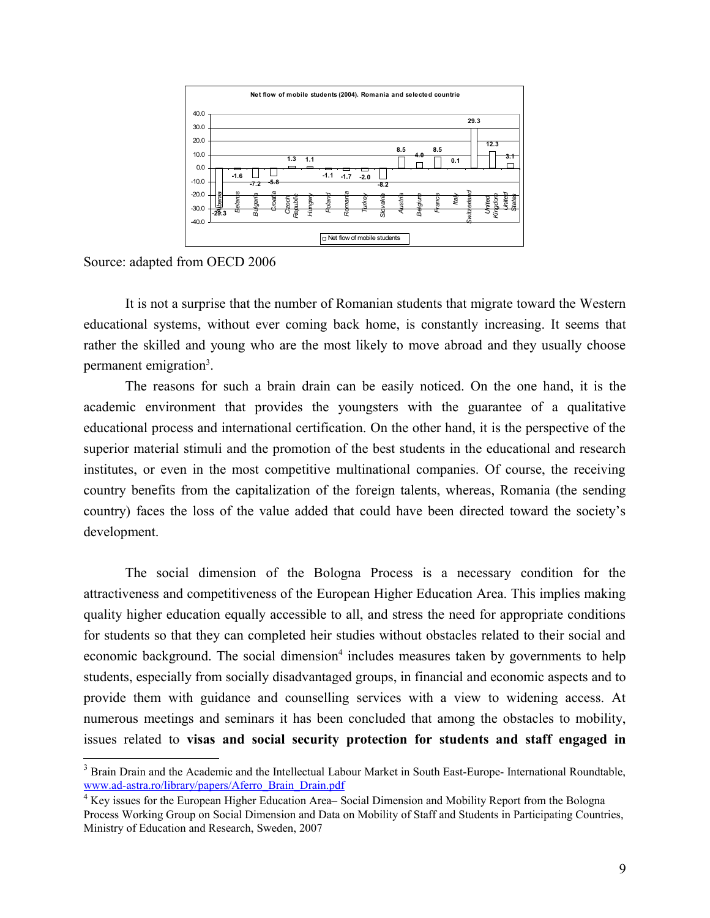**Net flow of mobile students (2004). Romania and selected countrie**

| Country | Net flow of mobile students |
|---|---|
| Albania | -29.3 |
| Belarus | -1.6 |
| Bulgaria | -7.2 |
| Croatia | -5.8 |
| Czech Republic | 1.3 |
| Hungary | 1.1 |
| Poland | -1.1 |
| Romania | -1.7 |
| Turkey | -2.0 |
| Slovakia | -8.2 |
| Austria | 8.5 |
| Belgium | 4.0 |
| France | 8.5 |
| Italy | 0.1 |
| Switzerland | 29.3 |
| United Kingdom | 12.3 |
| United States | 3.1 |

Source: adapted from OECD 2006

It is not a surprise that the number of Romanian students that migrate toward the Western educational systems, without ever coming back home, is constantly increasing. It seems that rather the skilled and young who are the most likely to move abroad and they usually choose permanent emigration[3].

The reasons for such a brain drain can be easily noticed. On the one hand, it is the academic environment that provides the youngsters with the guarantee of a qualitative educational process and international certification. On the other hand, it is the perspective of the superior material stimuli and the promotion of the best students in the educational and research institutes, or even in the most competitive multinational companies. Of course, the receiving country benefits from the capitalization of the foreign talents, whereas, Romania (the sending country) faces the loss of the value added that could have been directed toward the society's development.

The social dimension of the Bologna Process is a necessary condition for the attractiveness and competitiveness of the European Higher Education Area. This implies making quality higher education equally accessible to all, and stress the need for appropriate conditions for students so that they can completed heir studies without obstacles related to their social and economic background. The social dimension[4] includes measures taken by governments to help students, especially from socially disadvantaged groups, in financial and economic aspects and to provide them with guidance and counselling services with a view to widening access. At numerous meetings and seminars it has been concluded that among the obstacles to mobility, issues related to **visas and social security protection for students and staff engaged in**

---

[3] Brain Drain and the Academic and the Intellectual Labour Market in South East-Europe- International Roundtable, www.ad-astra.ro/library/papers/Aferro_Brain_Drain.pdf

[4] Key issues for the European Higher Education Area– Social Dimension and Mobility Report from the Bologna Process Working Group on Social Dimension and Data on Mobility of Staff and Students in Participating Countries, Ministry of Education and Research, Sweden, 2007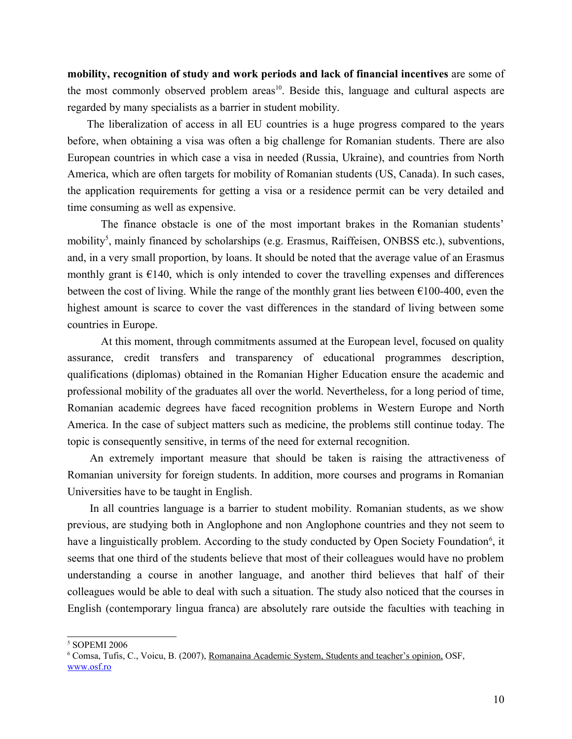**mobility, recognition of study and work periods and lack of financial incentives** are some of the most commonly observed problem areas[10]. Beside this, language and cultural aspects are regarded by many specialists as a barrier in student mobility.

The liberalization of access in all EU countries is a huge progress compared to the years before, when obtaining a visa was often a big challenge for Romanian students. There are also European countries in which case a visa in needed (Russia, Ukraine), and countries from North America, which are often targets for mobility of Romanian students (US, Canada). In such cases, the application requirements for getting a visa or a residence permit can be very detailed and time consuming as well as expensive.

The finance obstacle is one of the most important brakes in the Romanian students' mobility[5], mainly financed by scholarships (e.g. Erasmus, Raiffeisen, ONBSS etc.), subventions, and, in a very small proportion, by loans. It should be noted that the average value of an Erasmus monthly grant is €140, which is only intended to cover the travelling expenses and differences between the cost of living. While the range of the monthly grant lies between €100-400, even the highest amount is scarce to cover the vast differences in the standard of living between some countries in Europe.

At this moment, through commitments assumed at the European level, focused on quality assurance, credit transfers and transparency of educational programmes description, qualifications (diplomas) obtained in the Romanian Higher Education ensure the academic and professional mobility of the graduates all over the world. Nevertheless, for a long period of time, Romanian academic degrees have faced recognition problems in Western Europe and North America. In the case of subject matters such as medicine, the problems still continue today. The topic is consequently sensitive, in terms of the need for external recognition.

An extremely important measure that should be taken is raising the attractiveness of Romanian university for foreign students. In addition, more courses and programs in Romanian Universities have to be taught in English.

In all countries language is a barrier to student mobility. Romanian students, as we show previous, are studying both in Anglophone and non Anglophone countries and they not seem to have a linguistically problem. According to the study conducted by Open Society Foundation[6], it seems that one third of the students believe that most of their colleagues would have no problem understanding a course in another language, and another third believes that half of their colleagues would be able to deal with such a situation. The study also noticed that the courses in English (contemporary lingua franca) are absolutely rare outside the faculties with teaching in

---

[5] SOPEMI 2006

[6] Comsa, Tufis, C., Voicu, B. (2007), Romanaina Academic System, Students and teacher's opinion, OSF, www.osf.ro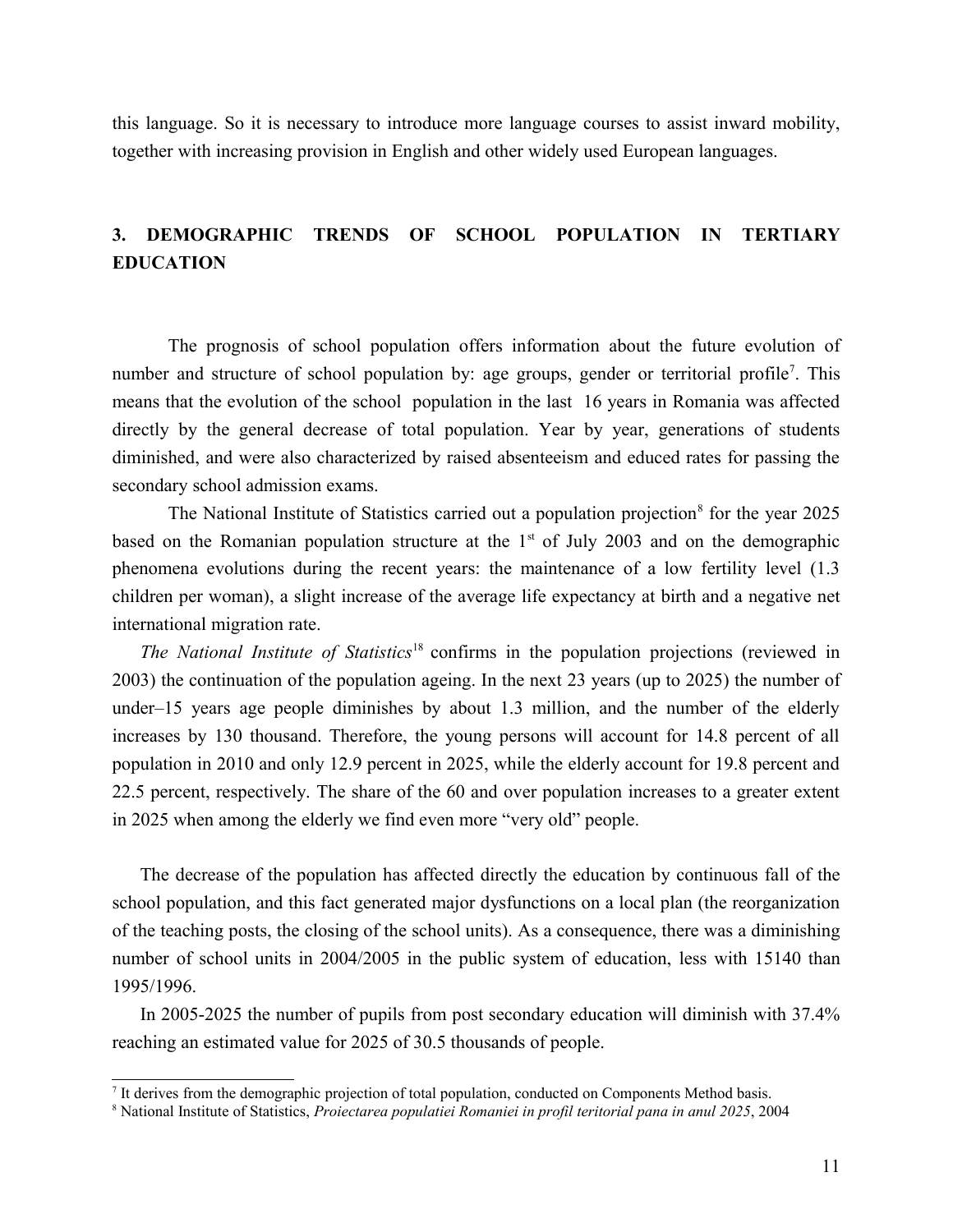this language. So it is necessary to introduce more language courses to assist inward mobility, together with increasing provision in English and other widely used European languages.

## 3. DEMOGRAPHIC TRENDS OF SCHOOL POPULATION IN TERTIARY EDUCATION

The prognosis of school population offers information about the future evolution of number and structure of school population by: age groups, gender or territorial profile[7]. This means that the evolution of the school population in the last 16 years in Romania was affected directly by the general decrease of total population. Year by year, generations of students diminished, and were also characterized by raised absenteeism and educed rates for passing the secondary school admission exams.

The National Institute of Statistics carried out a population projection[8] for the year 2025 based on the Romanian population structure at the 1st of July 2003 and on the demographic phenomena evolutions during the recent years: the maintenance of a low fertility level (1.3 children per woman), a slight increase of the average life expectancy at birth and a negative net international migration rate.

*The National Institute of Statistics*[18] confirms in the population projections (reviewed in 2003) the continuation of the population ageing. In the next 23 years (up to 2025) the number of under–15 years age people diminishes by about 1.3 million, and the number of the elderly increases by 130 thousand. Therefore, the young persons will account for 14.8 percent of all population in 2010 and only 12.9 percent in 2025, while the elderly account for 19.8 percent and 22.5 percent, respectively. The share of the 60 and over population increases to a greater extent in 2025 when among the elderly we find even more "very old" people.

The decrease of the population has affected directly the education by continuous fall of the school population, and this fact generated major dysfunctions on a local plan (the reorganization of the teaching posts, the closing of the school units). As a consequence, there was a diminishing number of school units in 2004/2005 in the public system of education, less with 15140 than 1995/1996.

In 2005-2025 the number of pupils from post secondary education will diminish with 37.4% reaching an estimated value for 2025 of 30.5 thousands of people.

---

[7] It derives from the demographic projection of total population, conducted on Components Method basis.

[8] National Institute of Statistics, *Proiectarea populatiei Romaniei in profil teritorial pana in anul 2025*, 2004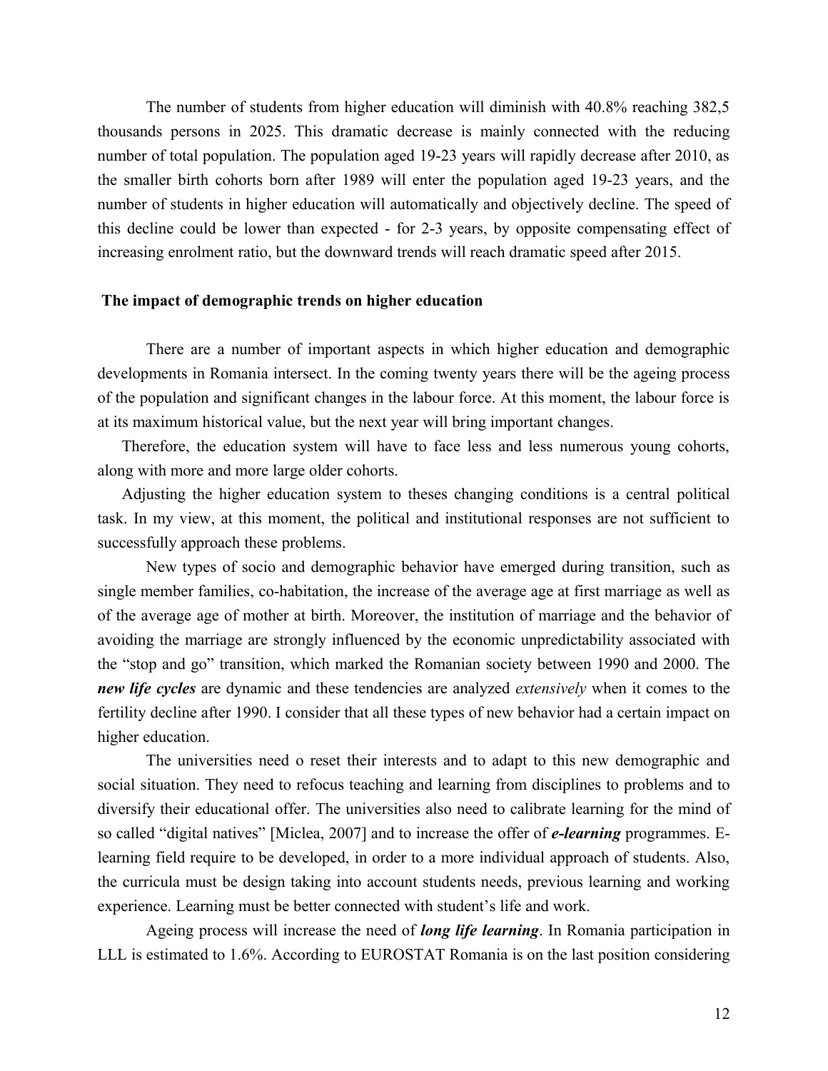The number of students from higher education will diminish with 40.8% reaching 382,5 thousands persons in 2025. This dramatic decrease is mainly connected with the reducing number of total population. The population aged 19-23 years will rapidly decrease after 2010, as the smaller birth cohorts born after 1989 will enter the population aged 19-23 years, and the number of students in higher education will automatically and objectively decline. The speed of this decline could be lower than expected - for 2-3 years, by opposite compensating effect of increasing enrolment ratio, but the downward trends will reach dramatic speed after 2015.

**The impact of demographic trends on higher education**

There are a number of important aspects in which higher education and demographic developments in Romania intersect. In the coming twenty years there will be the ageing process of the population and significant changes in the labour force. At this moment, the labour force is at its maximum historical value, but the next year will bring important changes.

Therefore, the education system will have to face less and less numerous young cohorts, along with more and more large older cohorts.

Adjusting the higher education system to theses changing conditions is a central political task. In my view, at this moment, the political and institutional responses are not sufficient to successfully approach these problems.

New types of socio and demographic behavior have emerged during transition, such as single member families, co-habitation, the increase of the average age at first marriage as well as of the average age of mother at birth. Moreover, the institution of marriage and the behavior of avoiding the marriage are strongly influenced by the economic unpredictability associated with the "stop and go" transition, which marked the Romanian society between 1990 and 2000. The ***new life cycles*** are dynamic and these tendencies are analyzed *extensively* when it comes to the fertility decline after 1990. I consider that all these types of new behavior had a certain impact on higher education.

The universities need o reset their interests and to adapt to this new demographic and social situation. They need to refocus teaching and learning from disciplines to problems and to diversify their educational offer. The universities also need to calibrate learning for the mind of so called "digital natives" [Miclea, 2007] and to increase the offer of ***e-learning*** programmes. E-learning field require to be developed, in order to a more individual approach of students. Also, the curricula must be design taking into account students needs, previous learning and working experience. Learning must be better connected with student's life and work.

Ageing process will increase the need of ***long life learning***. In Romania participation in LLL is estimated to 1.6%. According to EUROSTAT Romania is on the last position considering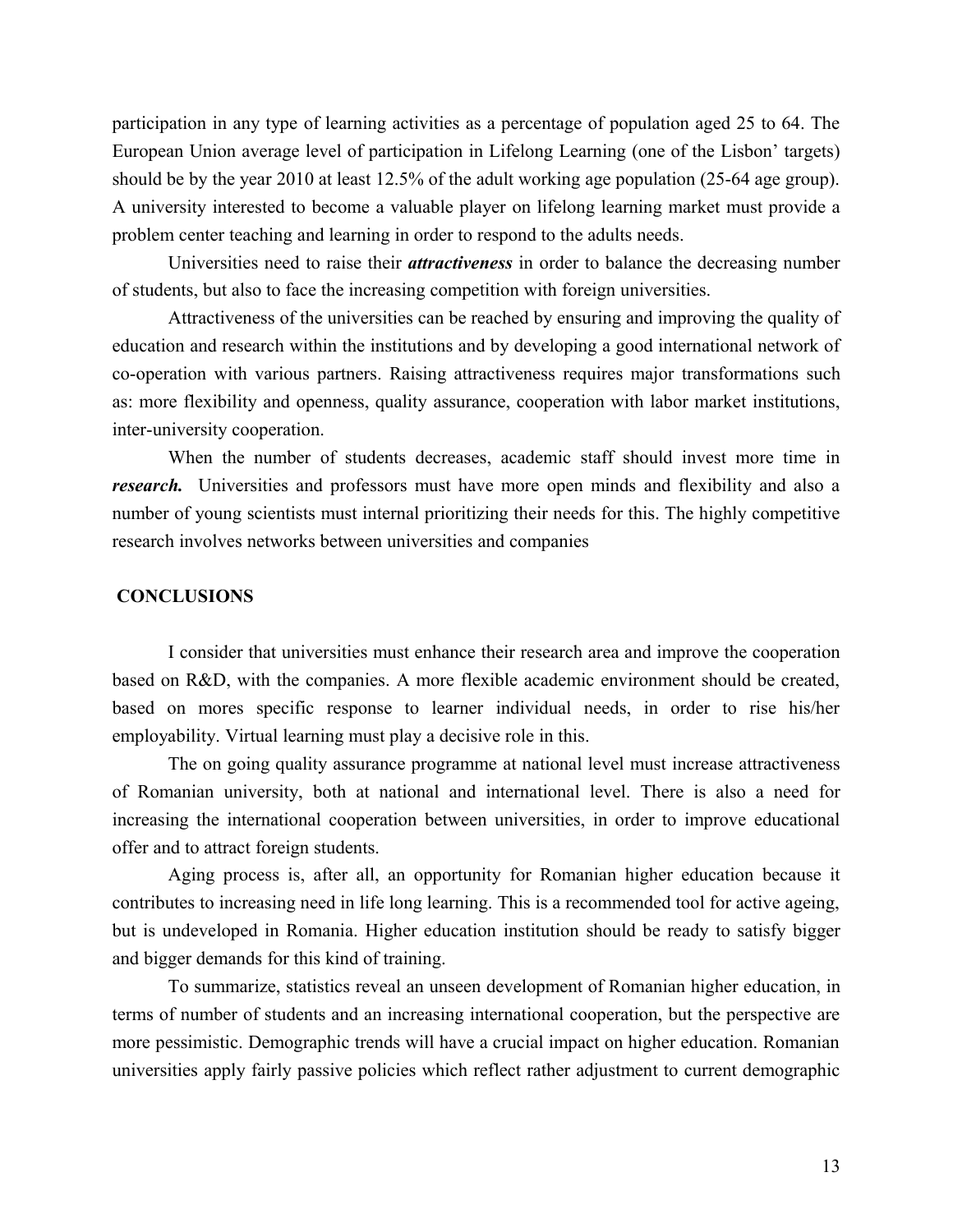participation in any type of learning activities as a percentage of population aged 25 to 64. The European Union average level of participation in Lifelong Learning (one of the Lisbon' targets) should be by the year 2010 at least 12.5% of the adult working age population (25-64 age group). A university interested to become a valuable player on lifelong learning market must provide a problem center teaching and learning in order to respond to the adults needs.

Universities need to raise their ***attractiveness*** in order to balance the decreasing number of students, but also to face the increasing competition with foreign universities.

Attractiveness of the universities can be reached by ensuring and improving the quality of education and research within the institutions and by developing a good international network of co-operation with various partners. Raising attractiveness requires major transformations such as: more flexibility and openness, quality assurance, cooperation with labor market institutions, inter-university cooperation.

When the number of students decreases, academic staff should invest more time in ***research.*** Universities and professors must have more open minds and flexibility and also a number of young scientists must internal prioritizing their needs for this. The highly competitive research involves networks between universities and companies

## CONCLUSIONS

I consider that universities must enhance their research area and improve the cooperation based on R&D, with the companies. A more flexible academic environment should be created, based on mores specific response to learner individual needs, in order to rise his/her employability. Virtual learning must play a decisive role in this.

The on going quality assurance programme at national level must increase attractiveness of Romanian university, both at national and international level. There is also a need for increasing the international cooperation between universities, in order to improve educational offer and to attract foreign students.

Aging process is, after all, an opportunity for Romanian higher education because it contributes to increasing need in life long learning. This is a recommended tool for active ageing, but is undeveloped in Romania. Higher education institution should be ready to satisfy bigger and bigger demands for this kind of training.

To summarize, statistics reveal an unseen development of Romanian higher education, in terms of number of students and an increasing international cooperation, but the perspective are more pessimistic. Demographic trends will have a crucial impact on higher education. Romanian universities apply fairly passive policies which reflect rather adjustment to current demographic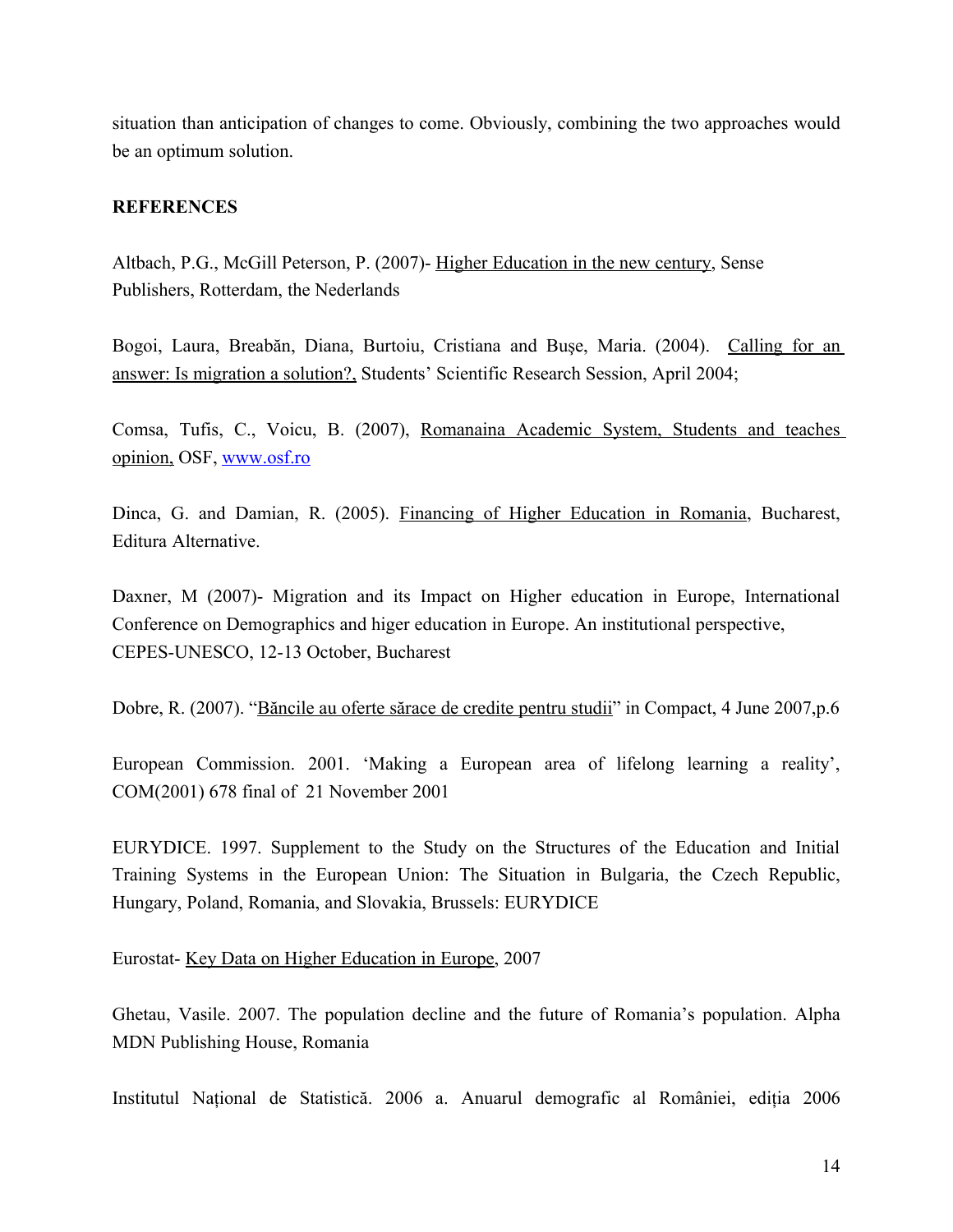situation than anticipation of changes to come. Obviously, combining the two approaches would be an optimum solution.

**REFERENCES**

Altbach, P.G., McGill Peterson, P. (2007)- Higher Education in the new century, Sense Publishers, Rotterdam, the Nederlands

Bogoi, Laura, Breabăn, Diana, Burtoiu, Cristiana and Buşe, Maria. (2004). Calling for an answer: Is migration a solution?, Students' Scientific Research Session, April 2004;

Comsa, Tufis, C., Voicu, B. (2007), Romanaina Academic System, Students and teaches opinion, OSF, www.osf.ro

Dinca, G. and Damian, R. (2005). Financing of Higher Education in Romania, Bucharest, Editura Alternative.

Daxner, M (2007)- Migration and its Impact on Higher education in Europe, International Conference on Demographics and higer education in Europe. An institutional perspective, CEPES-UNESCO, 12-13 October, Bucharest

Dobre, R. (2007). "Băncile au oferte sărace de credite pentru studii" in Compact, 4 June 2007,p.6

European Commission. 2001. 'Making a European area of lifelong learning a reality', COM(2001) 678 final of 21 November 2001

EURYDICE. 1997. Supplement to the Study on the Structures of the Education and Initial Training Systems in the European Union: The Situation in Bulgaria, the Czech Republic, Hungary, Poland, Romania, and Slovakia, Brussels: EURYDICE

Eurostat- Key Data on Higher Education in Europe, 2007

Ghetau, Vasile. 2007. The population decline and the future of Romania's population. Alpha MDN Publishing House, Romania

Institutul Național de Statistică. 2006 a. Anuarul demografic al României, ediția 2006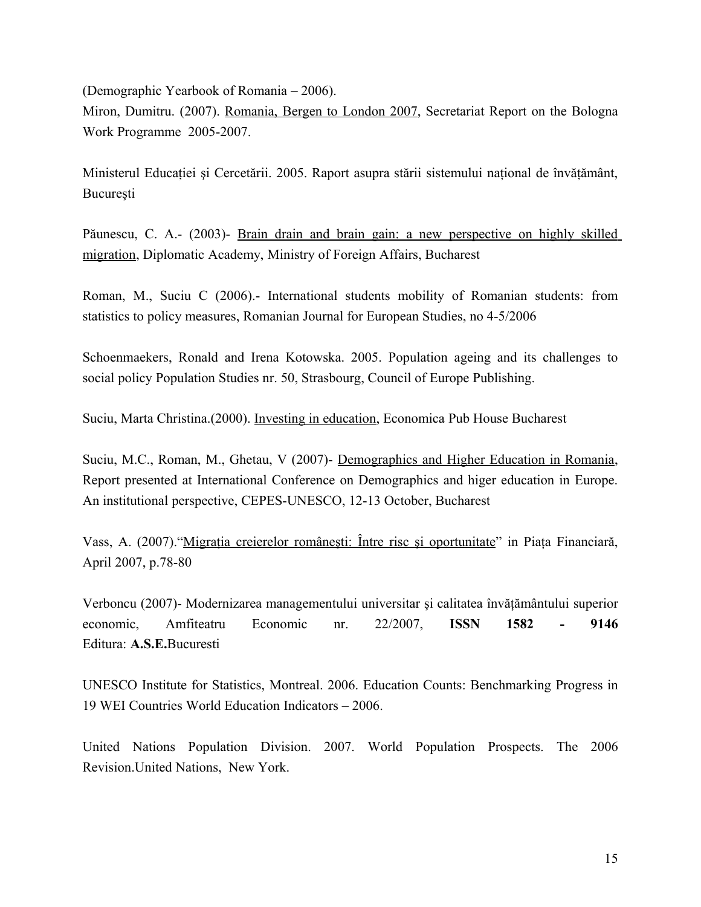(Demographic Yearbook of Romania – 2006).

Miron, Dumitru. (2007). Romania, Bergen to London 2007, Secretariat Report on the Bologna Work Programme 2005-2007.

Ministerul Educației și Cercetării. 2005. Raport asupra stării sistemului național de învățământ, București

Păunescu, C. A.- (2003)- Brain drain and brain gain: a new perspective on highly skilled migration, Diplomatic Academy, Ministry of Foreign Affairs, Bucharest

Roman, M., Suciu C (2006).- International students mobility of Romanian students: from statistics to policy measures, Romanian Journal for European Studies, no 4-5/2006

Schoenmaekers, Ronald and Irena Kotowska. 2005. Population ageing and its challenges to social policy Population Studies nr. 50, Strasbourg, Council of Europe Publishing.

Suciu, Marta Christina.(2000). Investing in education, Economica Pub House Bucharest

Suciu, M.C., Roman, M., Ghetau, V (2007)- Demographics and Higher Education in Romania, Report presented at International Conference on Demographics and higer education in Europe. An institutional perspective, CEPES-UNESCO, 12-13 October, Bucharest

Vass, A. (2007).“Migrația creierelor româneşti: Între risc şi oportunitate” in Piața Financiară, April 2007, p.78-80

Verboncu (2007)- Modernizarea managementului universitar şi calitatea învățământului superior economic, Amfiteatru Economic nr. 22/2007, **ISSN 1582 - 9146** Editura: **A.S.E.**Bucuresti

UNESCO Institute for Statistics, Montreal. 2006. Education Counts: Benchmarking Progress in 19 WEI Countries World Education Indicators – 2006.

United Nations Population Division. 2007. World Population Prospects. The 2006 Revision.United Nations, New York.